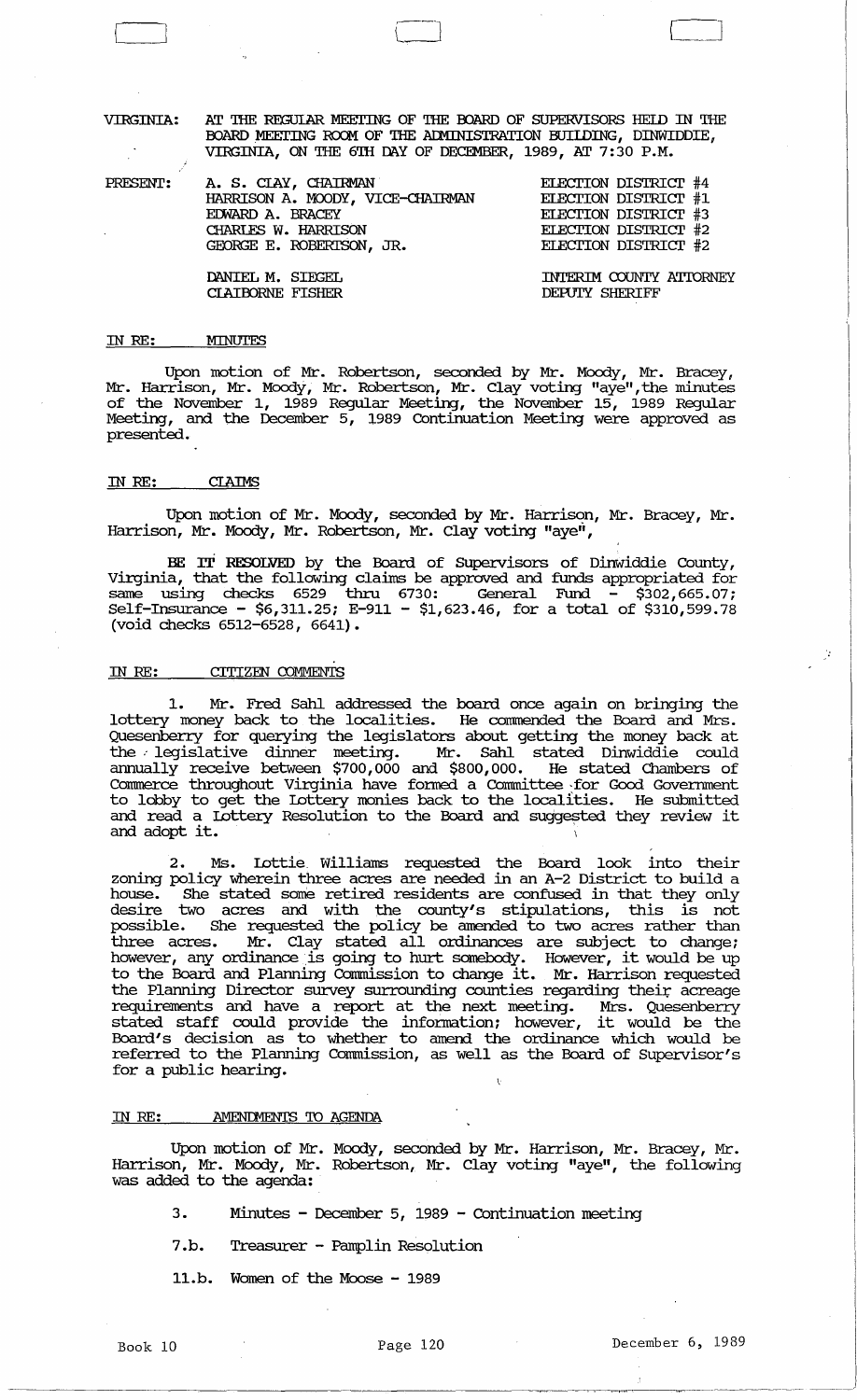VIRGINIA: AT THE REGULAR MEETING OF THE BOARD OF SUPERVISORS HELD IN THE BOARD MEETING ROOM OF THE ADMINISTRATION BUILDING, DINWIDDIE, VIRGINIA, ON THE 6TH DAY OF DECEMBER, 1989, AT 7:30 P.M.

| PRESENT: | | |
|---|---|---|
| | A. S. CLAY, CHAIRMAN | ELECTION DISTRICT #4 |
| | HARRISON A. MOODY, VICE-CHAIRMAN | ELECTION DISTRICT #1 |
| | EDWARD A. BRACEY | ELECTION DISTRICT #3 |
| | CHARLES W. HARRISON | ELECTION DISTRICT #2 |
| | GEORGE E. ROBERTSON, JR. | ELECTION DISTRICT #2 |
| | DANIEL M. SIEGEL | INTERIM COUNTY ATTORNEY |
| | CLAIBORNE FISHER | DEPUTY SHERIFF |

## IN RE: MINUTES

Upon motion of Mr. Robertson, seconded by Mr. Moody, Mr. Bracey, Mr. Harrison, Mr. Moody, Mr. Robertson, Mr. Clay voting "aye", the minutes of the November 1, 1989 Regular Meeting, the November 15, 1989 Regular Meeting, and the December 5, 1989 Continuation Meeting were approved as presented.

## IN RE: CLAIMS

Upon motion of Mr. Moody, seconded by Mr. Harrison, Mr. Bracey, Mr. Harrison, Mr. Moody, Mr. Robertson, Mr. Clay voting "aye",

**BE IT RESOLVED** by the Board of Supervisors of Dinwiddie County, Virginia, that the following claims be approved and funds appropriated for same using checks 6529 thru 6730: General Fund - $302,665.07; Self-Insurance - $6,311.25; E-911 - $1,623.46, for a total of $310,599.78 (void checks 6512-6528, 6641).

## IN RE: CITIZEN COMMENTS

1. Mr. Fred Sahl addressed the board once again on bringing the lottery money back to the localities. He commended the Board and Mrs. Quesenberry for querying the legislators about getting the money back at the legislative dinner meeting. Mr. Sahl stated Dinwiddie could annually receive between $700,000 and $800,000. He stated Chambers of Commerce throughout Virginia have formed a Committee for Good Government to lobby to get the Lottery monies back to the localities. He submitted and read a Lottery Resolution to the Board and suggested they review it and adopt it.

2. Ms. Lottie Williams requested the Board look into their zoning policy wherein three acres are needed in an A-2 District to build a house. She stated some retired residents are confused in that they only desire two acres and with the county's stipulations, this is not possible. She requested the policy be amended to two acres rather than three acres. Mr. Clay stated all ordinances are subject to change; however, any ordinance is going to hurt somebody. However, it would be up to the Board and Planning Commission to change it. Mr. Harrison requested the Planning Director survey surrounding counties regarding their acreage requirements and have a report at the next meeting. Mrs. Quesenberry stated staff could provide the information; however, it would be the Board's decision as to whether to amend the ordinance which would be referred to the Planning Commission, as well as the Board of Supervisor's for a public hearing.

## IN RE: AMENDMENTS TO AGENDA

Upon motion of Mr. Moody, seconded by Mr. Harrison, Mr. Bracey, Mr. Harrison, Mr. Moody, Mr. Robertson, Mr. Clay voting "aye", the following was added to the agenda:

3. Minutes - December 5, 1989 - Continuation meeting

7.b. Treasurer - Pamplin Resolution

11.b. Women of the Moose - 1989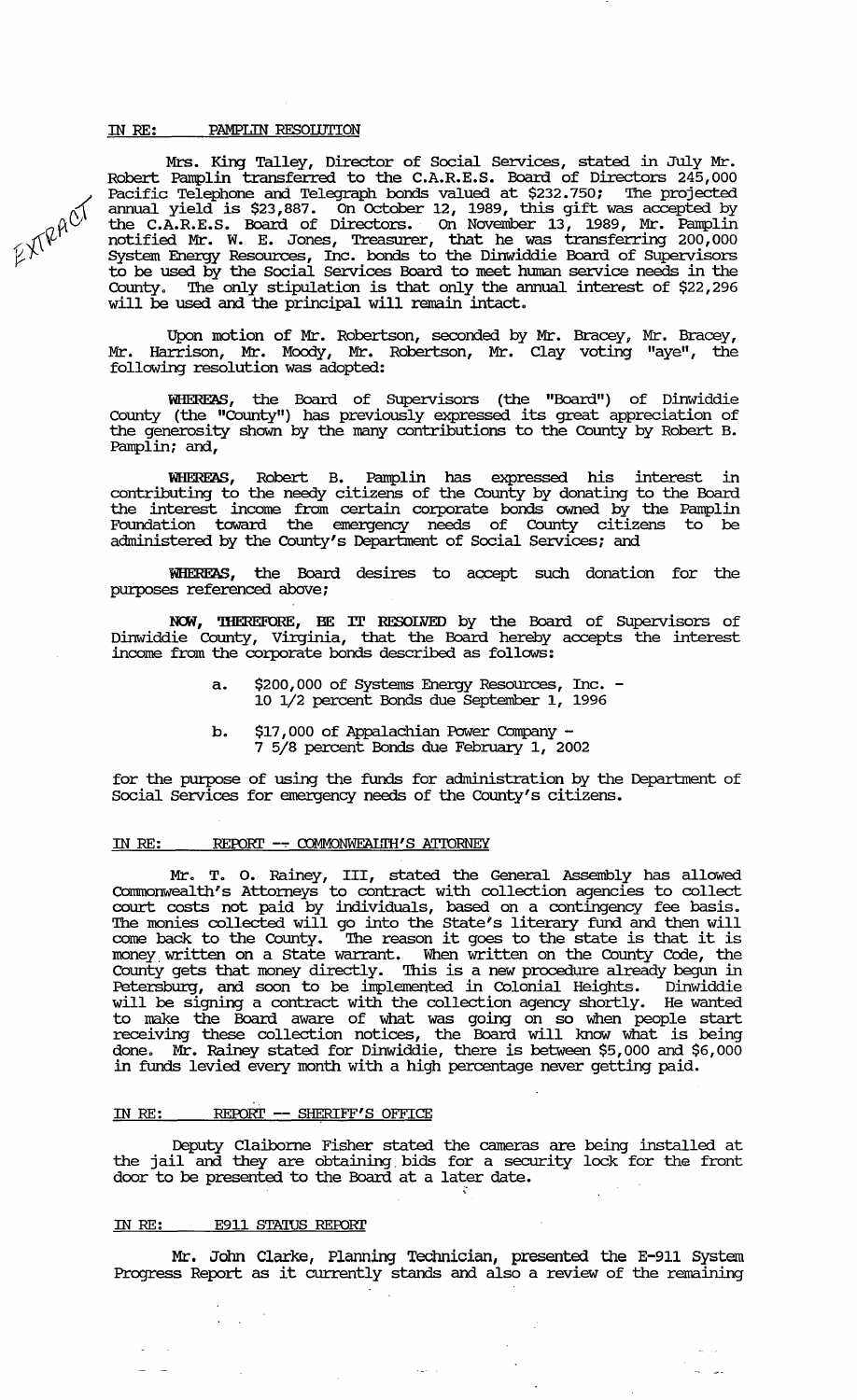IN RE: PAMPLIN RESOLUTION

Mrs. King Talley, Director of Social Services, stated in July Mr. Robert Pamplin transferred to the C.A.R.E.S. Board of Directors 245,000 Pacific Telephone and Telegraph bonds valued at $232.750; The projected annual yield is $23,887. On October 12, 1989, this gift was accepted by the C.A.R.E.S. Board of Directors. On November 13, 1989, Mr. Pamplin notified Mr. W. E. Jones, Treasurer, that he was transferring 200,000 System Energy Resources, Inc. bonds to the Dinwiddie Board of Supervisors to be used by the Social Services Board to meet human service needs in the County. The only stipulation is that only the annual interest of $22,296 will be used and the principal will remain intact.

Upon motion of Mr. Robertson, seconded by Mr. Bracey, Mr. Bracey, Mr. Harrison, Mr. Moody, Mr. Robertson, Mr. Clay voting "aye", the following resolution was adopted:

**WHEREAS**, the Board of Supervisors (the "Board") of Dinwiddie County (the "County") has previously expressed its great appreciation of the generosity shown by the many contributions to the County by Robert B. Pamplin; and,

**WHEREAS**, Robert B. Pamplin has expressed his interest in contributing to the needy citizens of the County by donating to the Board the interest income from certain corporate bonds owned by the Pamplin Foundation toward the emergency needs of County citizens to be administered by the County's Department of Social Services; and

**WHEREAS**, the Board desires to accept such donation for the purposes referenced above;

**NOW, THEREFORE, BE IT RESOLVED** by the Board of Supervisors of Dinwiddie County, Virginia, that the Board hereby accepts the interest income from the corporate bonds described as follows:

a. $200,000 of Systems Energy Resources, Inc. - 10 1/2 percent Bonds due September 1, 1996

b. $17,000 of Appalachian Power Company - 7 5/8 percent Bonds due February 1, 2002

for the purpose of using the funds for administration by the Department of Social Services for emergency needs of the County's citizens.

IN RE: REPORT -- COMMONWEALTH'S ATTORNEY

Mr. T. O. Rainey, III, stated the General Assembly has allowed Commonwealth's Attorneys to contract with collection agencies to collect court costs not paid by individuals, based on a contingency fee basis. The monies collected will go into the State's literary fund and then will come back to the County. The reason it goes to the state is that it is money written on a State warrant. When written on the County Code, the County gets that money directly. This is a new procedure already begun in Petersburg, and soon to be implemented in Colonial Heights. Dinwiddie will be signing a contract with the collection agency shortly. He wanted to make the Board aware of what was going on so when people start receiving these collection notices, the Board will know what is being done. Mr. Rainey stated for Dinwiddie, there is between $5,000 and $6,000 in funds levied every month with a high percentage never getting paid.

IN RE: REPORT -- SHERIFF'S OFFICE

Deputy Claiborne Fisher stated the cameras are being installed at the jail and they are obtaining bids for a security lock for the front door to be presented to the Board at a later date.

IN RE: E911 STATUS REPORT

Mr. John Clarke, Planning Technician, presented the E-911 System Progress Report as it currently stands and also a review of the remaining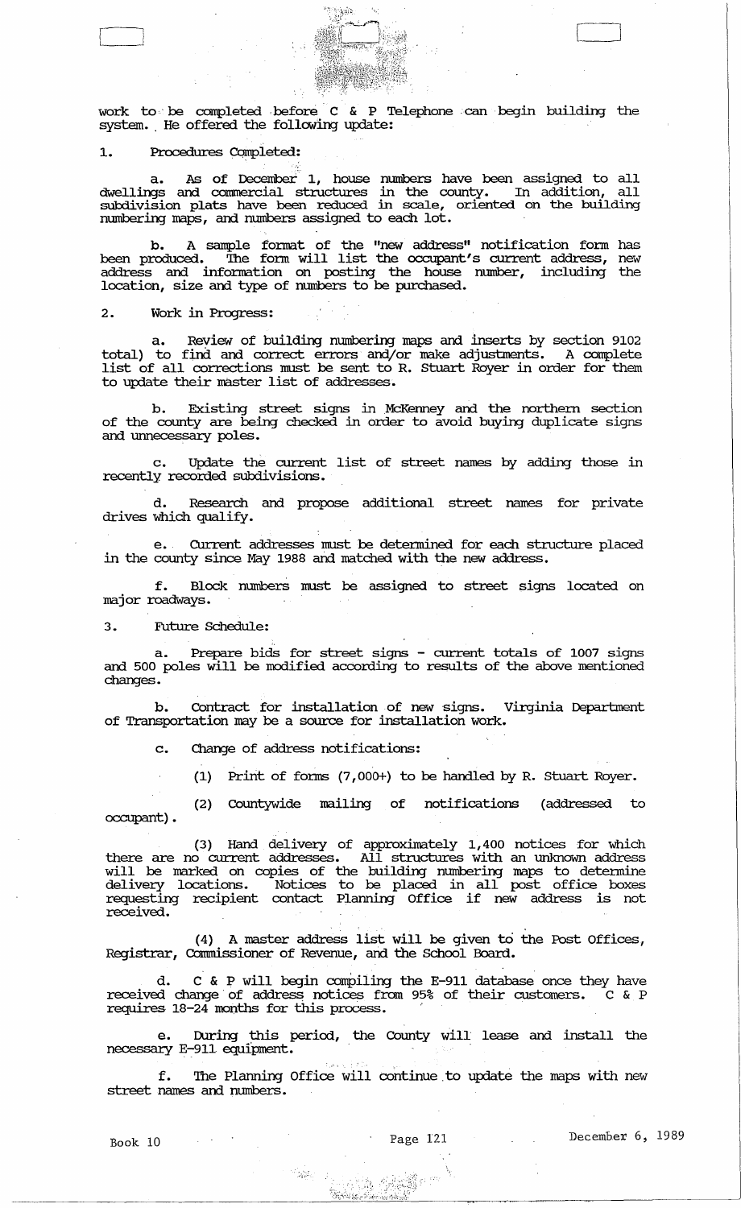work to be completed before C & P Telephone can begin building the system. He offered the following update:

1. Procedures Completed:

   a. As of December 1, house numbers have been assigned to all dwellings and commercial structures in the county. In addition, all subdivision plats have been reduced in scale, oriented on the building numbering maps, and numbers assigned to each lot.

   b. A sample format of the "new address" notification form has been produced. The form will list the occupant's current address, new address and information on posting the house number, including the location, size and type of numbers to be purchased.

2. Work in Progress:

   a. Review of building numbering maps and inserts by section 9102 total) to find and correct errors and/or make adjustments. A complete list of all corrections must be sent to R. Stuart Royer in order for them to update their master list of addresses.

   b. Existing street signs in McKenney and the northern section of the county are being checked in order to avoid buying duplicate signs and unnecessary poles.

   c. Update the current list of street names by adding those in recently recorded subdivisions.

   d. Research and propose additional street names for private drives which qualify.

   e. Current addresses must be determined for each structure placed in the county since May 1988 and matched with the new address.

   f. Block numbers must be assigned to street signs located on major roadways.

3. Future Schedule:

   a. Prepare bids for street signs - current totals of 1007 signs and 500 poles will be modified according to results of the above mentioned changes.

   b. Contract for installation of new signs. Virginia Department of Transportation may be a source for installation work.

   c. Change of address notifications:

      (1) Print of forms (7,000+) to be handled by R. Stuart Royer.

      (2) Countywide mailing of notifications (addressed to occupant).

      (3) Hand delivery of approximately 1,400 notices for which there are no current addresses. All structures with an unknown address will be marked on copies of the building numbering maps to determine delivery locations. Notices to be placed in all post office boxes requesting recipient contact Planning Office if new address is not received.

      (4) A master address list will be given to the Post Offices, Registrar, Commissioner of Revenue, and the School Board.

   d. C & P will begin compiling the E-911 database once they have received change of address notices from 95% of their customers. C & P requires 18-24 months for this process.

   e. During this period, the County will lease and install the necessary E-911 equipment.

   f. The Planning Office will continue to update the maps with new street names and numbers.

Book 10 Page 121 December 6, 1989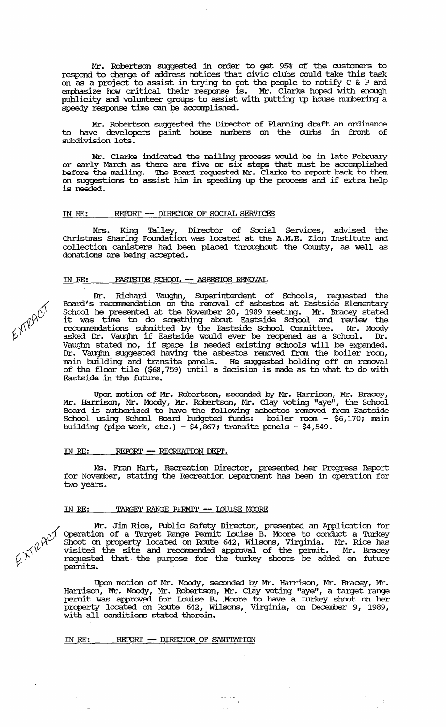Mr. Robertson suggested in order to get 95% of the customers to respond to change of address notices that civic clubs could take this task on as a project to assist in trying to get the people to notify C & P and emphasize how critical their response is. Mr. Clarke hoped with enough publicity and volunteer groups to assist with putting up house numbering a speedy response time can be accomplished.

Mr. Robertson suggested the Director of Planning draft an ordinance to have developers paint house numbers on the curbs in front of subdivision lots.

Mr. Clarke indicated the mailing process would be in late February or early March as there are five or six steps that must be accomplished before the mailing. The Board requested Mr. Clarke to report back to them on suggestions to assist him in speeding up the process and if extra help is needed.

IN RE: REPORT -- DIRECTOR OF SOCIAL SERVICES

Mrs. King Talley, Director of Social Services, advised the Christmas Sharing Foundation was located at the A.M.E. Zion Institute and collection canisters had been placed throughout the County, as well as donations are being accepted.

IN RE: EASTSIDE SCHOOL -- ASBESTOS REMOVAL

EXTRACT

Dr. Richard Vaughn, Superintendent of Schools, requested the Board's recommendation on the removal of asbestos at Eastside Elementary School he presented at the November 20, 1989 meeting. Mr. Bracey stated it was time to do something about Eastside School and review the recommendations submitted by the Eastside School Committee. Mr. Moody asked Dr. Vaughn if Eastside would ever be reopened as a School. Dr. Vaughn stated no, if space is needed existing schools will be expanded. Dr. Vaughn suggested having the asbestos removed from the boiler room, main building and transite panels. He suggested holding off on removal of the floor tile ($68,759) until a decision is made as to what to do with Eastside in the future.

Upon motion of Mr. Robertson, seconded by Mr. Harrison, Mr. Bracey, Mr. Harrison, Mr. Moody, Mr. Robertson, Mr. Clay voting "aye", the School Board is authorized to have the following asbestos removed from Eastside School using School Board budgeted funds: boiler room - $6,170; main building (pipe work, etc.) - $4,867; transite panels - $4,549.

IN RE: REPORT -- RECREATION DEPT.

Ms. Fran Hart, Recreation Director, presented her Progress Report for November, stating the Recreation Department has been in operation for two years.

IN RE: TARGET RANGE PERMIT -- LOUISE MOORE

EXTRACT

Mr. Jim Rice, Public Safety Director, presented an Application for Operation of a Target Range Permit Louise B. Moore to conduct a Turkey Shoot on property located on Route 642, Wilsons, Virginia. Mr. Rice has visited the site and recommended approval of the permit. Mr. Bracey requested that the purpose for the turkey shoots be added on future permits.

Upon motion of Mr. Moody, seconded by Mr. Harrison, Mr. Bracey, Mr. Harrison, Mr. Moody, Mr. Robertson, Mr. Clay voting "aye", a target range permit was approved for Louise B. Moore to have a turkey shoot on her property located on Route 642, Wilsons, Virginia, on December 9, 1989, with all conditions stated therein.

IN RE: REPORT -- DIRECTOR OF SANITATION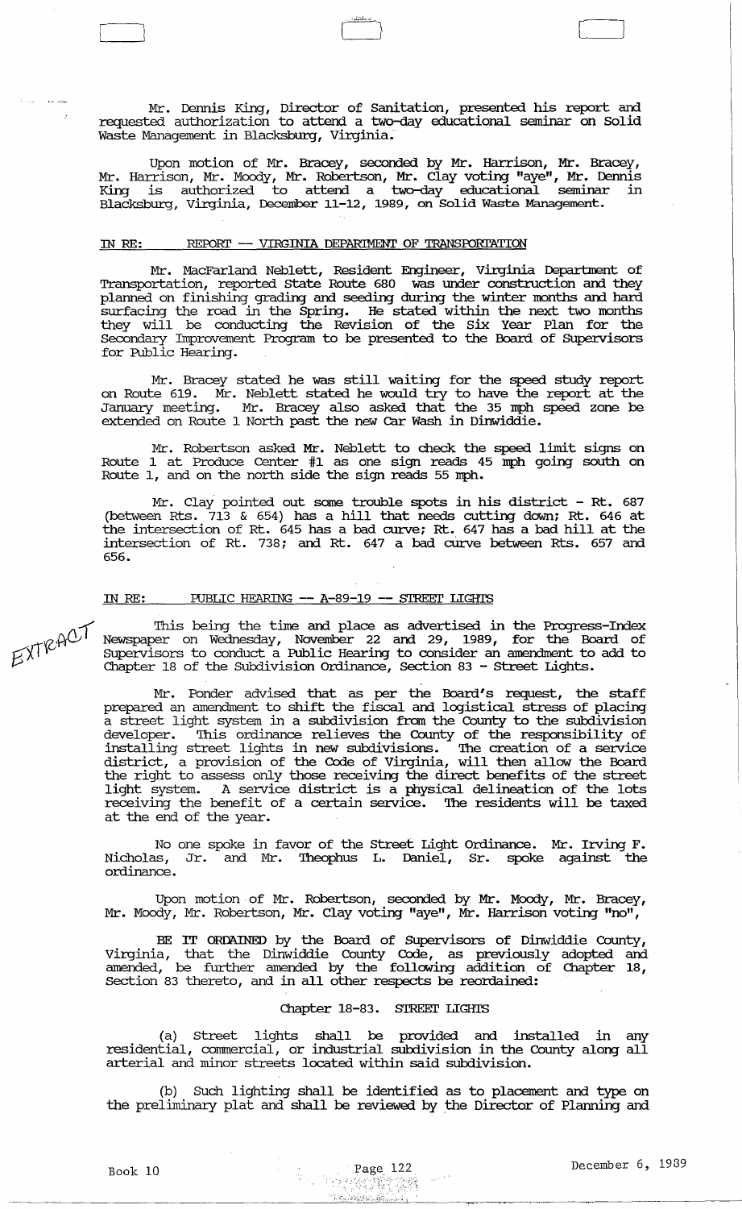Mr. Dennis King, Director of Sanitation, presented his report and requested authorization to attend a two-day educational seminar on Solid Waste Management in Blacksburg, Virginia.

Upon motion of Mr. Bracey, seconded by Mr. Harrison, Mr. Bracey, Mr. Harrison, Mr. Moody, Mr. Robertson, Mr. Clay voting "aye", Mr. Dennis King is authorized to attend a two-day educational seminar in Blacksburg, Virginia, December 11-12, 1989, on Solid Waste Management.

IN RE: REPORT -- VIRGINIA DEPARTMENT OF TRANSPORTATION

Mr. MacFarland Neblett, Resident Engineer, Virginia Department of Transportation, reported State Route 680 was under construction and they planned on finishing grading and seeding during the winter months and hard surfacing the road in the Spring. He stated within the next two months they will be conducting the Revision of the Six Year Plan for the Secondary Improvement Program to be presented to the Board of Supervisors for Public Hearing.

Mr. Bracey stated he was still waiting for the speed study report on Route 619. Mr. Neblett stated he would try to have the report at the January meeting. Mr. Bracey also asked that the 35 mph speed zone be extended on Route 1 North past the new Car Wash in Dinwiddie.

Mr. Robertson asked Mr. Neblett to check the speed limit signs on Route 1 at Produce Center #1 as one sign reads 45 mph going south on Route 1, and on the north side the sign reads 55 mph.

Mr. Clay pointed out some trouble spots in his district - Rt. 687 (between Rts. 713 & 654) has a hill that needs cutting down; Rt. 646 at the intersection of Rt. 645 has a bad curve; Rt. 647 has a bad hill at the intersection of Rt. 738; and Rt. 647 a bad curve between Rts. 657 and 656.

IN RE: PUBLIC HEARING -- A-89-19 -- STREET LIGHTS

EXTRACT

This being the time and place as advertised in the Progress-Index Newspaper on Wednesday, November 22 and 29, 1989, for the Board of Supervisors to conduct a Public Hearing to consider an amendment to add to Chapter 18 of the Subdivision Ordinance, Section 83 - Street Lights.

Mr. Ponder advised that as per the Board's request, the staff prepared an amendment to shift the fiscal and logistical stress of placing a street light system in a subdivision from the County to the subdivision developer. This ordinance relieves the County of the responsibility of installing street lights in new subdivisions. The creation of a service district, a provision of the Code of Virginia, will then allow the Board the right to assess only those receiving the direct benefits of the street light system. A service district is a physical delineation of the lots receiving the benefit of a certain service. The residents will be taxed at the end of the year.

No one spoke in favor of the Street Light Ordinance. Mr. Irving F. Nicholas, Jr. and Mr. Theophus L. Daniel, Sr. spoke against the ordinance.

Upon motion of Mr. Robertson, seconded by Mr. Moody, Mr. Bracey, Mr. Moody, Mr. Robertson, Mr. Clay voting "aye", Mr. Harrison voting "no",

BE IT ORDAINED by the Board of Supervisors of Dinwiddie County, Virginia, that the Dinwiddie County Code, as previously adopted and amended, be further amended by the following addition of Chapter 18, Section 83 thereto, and in all other respects be reordained:

Chapter 18-83. STREET LIGHTS

(a) Street lights shall be provided and installed in any residential, commercial, or industrial subdivision in the County along all arterial and minor streets located within said subdivision.

(b) Such lighting shall be identified as to placement and type on the preliminary plat and shall be reviewed by the Director of Planning and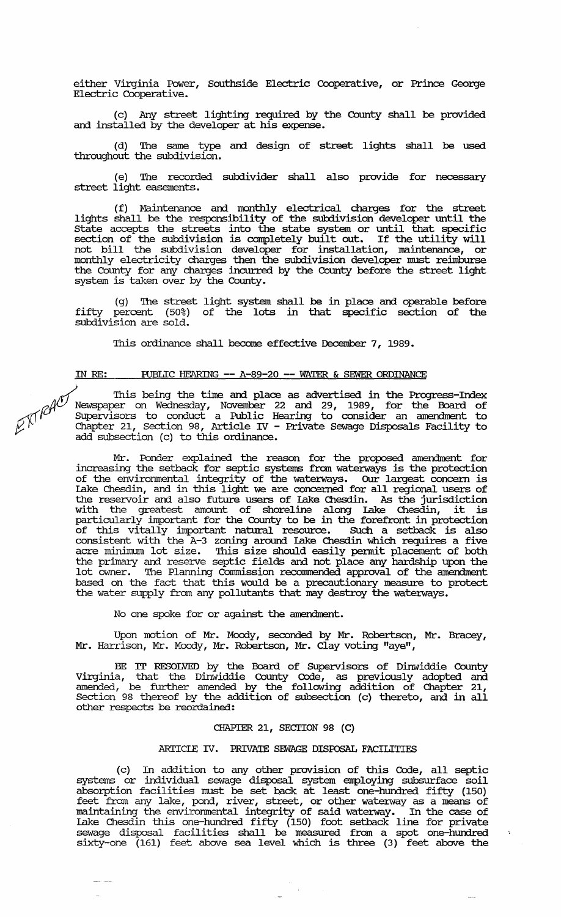either Virginia Power, Southside Electric Cooperative, or Prince George Electric Cooperative.

(c) Any street lighting required by the County shall be provided and installed by the developer at his expense.

(d) The same type and design of street lights shall be used throughout the subdivision.

(e) The recorded subdivider shall also provide for necessary street light easements.

(f) Maintenance and monthly electrical charges for the street lights shall be the responsibility of the subdivision developer until the State accepts the streets into the state system or until that specific section of the subdivision is completely built out. If the utility will not bill the subdivision developer for installation, maintenance, or monthly electricity charges then the subdivision developer must reimburse the County for any charges incurred by the County before the street light system is taken over by the County.

(g) The street light system shall be in place and operable before fifty percent (50%) of the lots in that specific section of the subdivision are sold.

This ordinance shall become effective December 7, 1989.

IN RE: PUBLIC HEARING -- A-89-20 -- WATER & SEWER ORDINANCE

EXTRACT

This being the time and place as advertised in the Progress-Index Newspaper on Wednesday, November 22 and 29, 1989, for the Board of Supervisors to conduct a Public Hearing to consider an amendment to Chapter 21, Section 98, Article IV - Private Sewage Disposals Facility to add subsection (c) to this ordinance.

Mr. Ponder explained the reason for the proposed amendment for increasing the setback for septic systems from waterways is the protection of the environmental integrity of the waterways. Our largest concern is Lake Chesdin, and in this light we are concerned for all regional users of the reservoir and also future users of Lake Chesdin. As the jurisdiction with the greatest amount of shoreline along Lake Chesdin, it is particularly important for the County to be in the forefront in protection of this vitally important natural resource. Such a setback is also consistent with the A-3 zoning around Lake Chesdin which requires a five acre minimum lot size. This size should easily permit placement of both the primary and reserve septic fields and not place any hardship upon the lot owner. The Planning Commission recommended approval of the amendment based on the fact that this would be a precautionary measure to protect the water supply from any pollutants that may destroy the waterways.

No one spoke for or against the amendment.

Upon motion of Mr. Moody, seconded by Mr. Robertson, Mr. Bracey, Mr. Harrison, Mr. Moody, Mr. Robertson, Mr. Clay voting "aye",

BE IT RESOLVED by the Board of Supervisors of Dinwiddie County Virginia, that the Dinwiddie County Code, as previously adopted and amended, be further amended by the following addition of Chapter 21, Section 98 thereof by the addition of subsection (c) thereto, and in all other respects be reordained:

CHAPTER 21, SECTION 98 (C)

ARTICLE IV. PRIVATE SEWAGE DISPOSAL FACILITIES

(c) In addition to any other provision of this Code, all septic systems or individual sewage disposal system employing subsurface soil absorption facilities must be set back at least one-hundred fifty (150) feet from any lake, pond, river, street, or other waterway as a means of maintaining the environmental integrity of said waterway. In the case of Lake Chesdin this one-hundred fifty (150) foot setback line for private sewage disposal facilities shall be measured from a spot one-hundred sixty-one (161) feet above sea level which is three (3) feet above the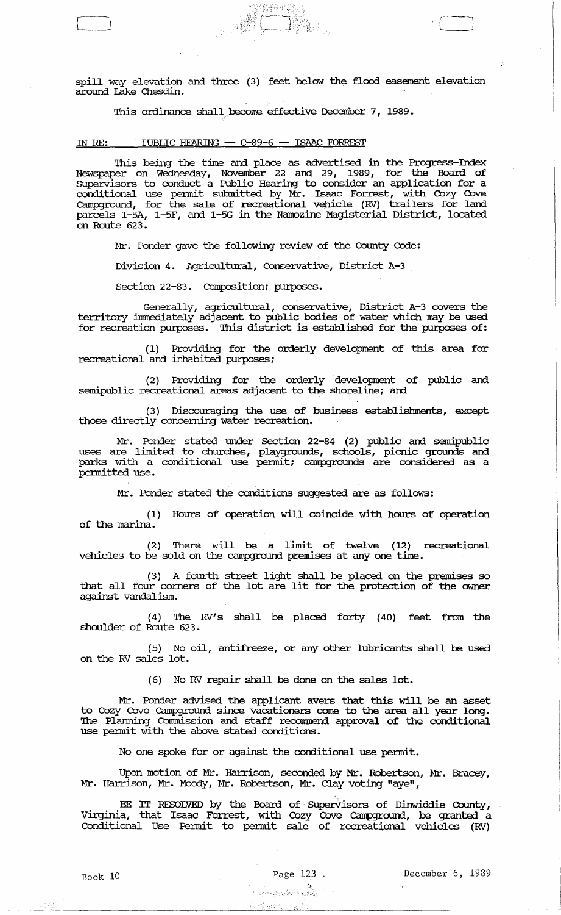spill way elevation and three (3) feet below the flood easement elevation around Lake Chesdin.

This ordinance shall become effective December 7, 1989.

IN RE: PUBLIC HEARING -- C-89-6 -- ISAAC FORREST

This being the time and place as advertised in the Progress-Index Newspaper on Wednesday, November 22 and 29, 1989, for the Board of Supervisors to conduct a Public Hearing to consider an application for a conditional use permit submitted by Mr. Isaac Forrest, with Cozy Cove Campground, for the sale of recreational vehicle (RV) trailers for land parcels 1-5A, 1-5F, and 1-5G in the Namozine Magisterial District, located on Route 623.

Mr. Ponder gave the following review of the County Code:

Division 4. Agricultural, Conservative, District A-3

Section 22-83. Composition; purposes.

Generally, agricultural, conservative, District A-3 covers the territory immediately adjacent to public bodies of water which may be used for recreation purposes. This district is established for the purposes of:

(1) Providing for the orderly development of this area for recreational and inhabited purposes;

(2) Providing for the orderly development of public and semipublic recreational areas adjacent to the shoreline; and

(3) Discouraging the use of business establishments, except those directly concerning water recreation.

Mr. Ponder stated under Section 22-84 (2) public and semipublic uses are limited to churches, playgrounds, schools, picnic grounds and parks with a conditional use permit; campgrounds are considered as a permitted use.

Mr. Ponder stated the conditions suggested are as follows:

(1) Hours of operation will coincide with hours of operation of the marina.

(2) There will be a limit of twelve (12) recreational vehicles to be sold on the campground premises at any one time.

(3) A fourth street light shall be placed on the premises so that all four corners of the lot are lit for the protection of the owner against vandalism.

(4) The RV's shall be placed forty (40) feet from the shoulder of Route 623.

(5) No oil, antifreeze, or any other lubricants shall be used on the RV sales lot.

(6) No RV repair shall be done on the sales lot.

Mr. Ponder advised the applicant avers that this will be an asset to Cozy Cove Campground since vacationers come to the area all year long. The Planning Commission and staff recommend approval of the conditional use permit with the above stated conditions.

No one spoke for or against the conditional use permit.

Upon motion of Mr. Harrison, seconded by Mr. Robertson, Mr. Bracey, Mr. Harrison, Mr. Moody, Mr. Robertson, Mr. Clay voting "aye",

BE IT RESOLVED by the Board of Supervisors of Dinwiddie County, Virginia, that Isaac Forrest, with Cozy Cove Campground, be granted a Conditional Use Permit to permit sale of recreational vehicles (RV)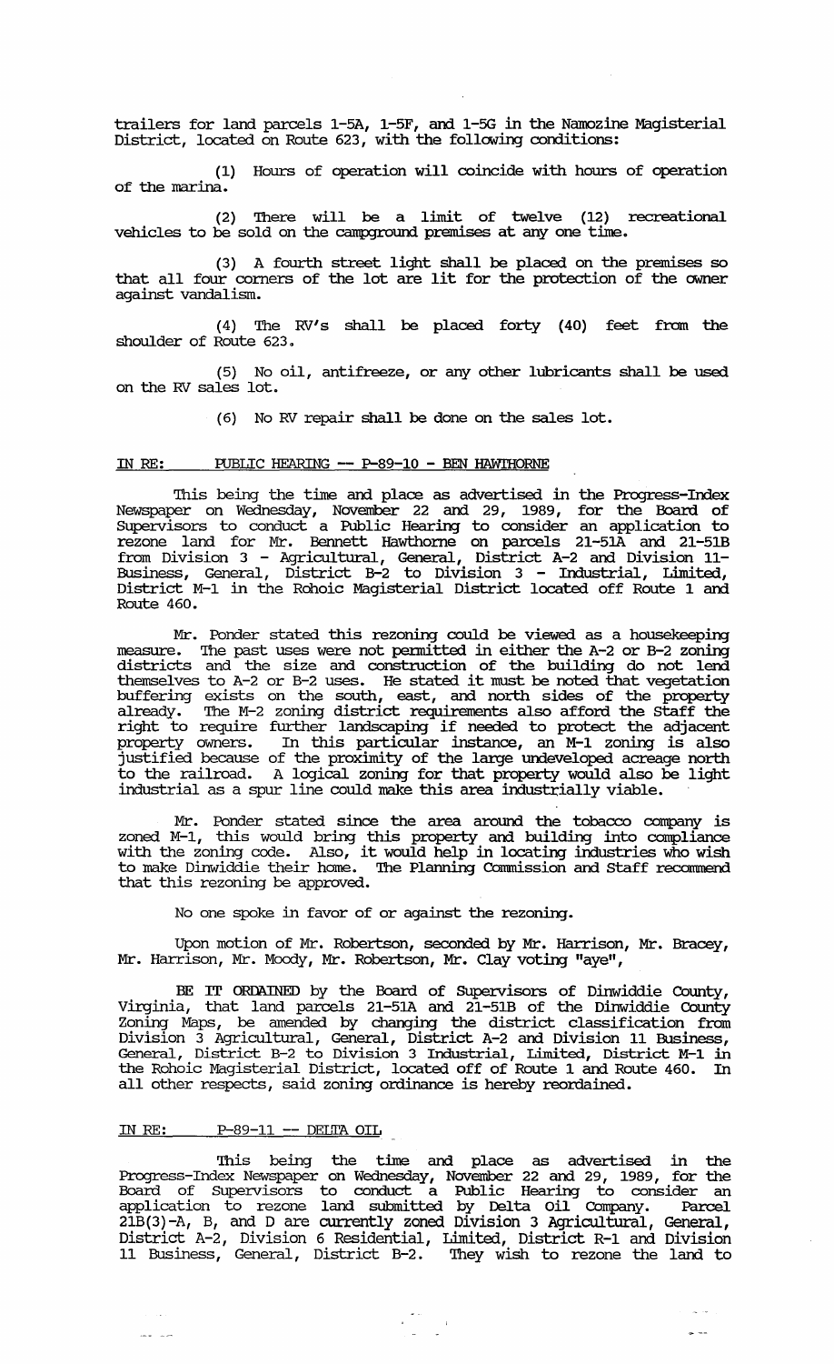trailers for land parcels 1-5A, 1-5F, and 1-5G in the Namozine Magisterial District, located on Route 623, with the following conditions:

(1) Hours of operation will coincide with hours of operation of the marina.

(2) There will be a limit of twelve (12) recreational vehicles to be sold on the campground premises at any one time.

(3) A fourth street light shall be placed on the premises so that all four corners of the lot are lit for the protection of the owner against vandalism.

(4) The RV's shall be placed forty (40) feet from the shoulder of Route 623.

(5) No oil, antifreeze, or any other lubricants shall be used on the RV sales lot.

(6) No RV repair shall be done on the sales lot.

IN RE: PUBLIC HEARING -- P-89-10 - BEN HAWTHORNE

This being the time and place as advertised in the Progress-Index Newspaper on Wednesday, November 22 and 29, 1989, for the Board of Supervisors to conduct a Public Hearing to consider an application to rezone land for Mr. Bennett Hawthorne on parcels 21-51A and 21-51B from Division 3 - Agricultural, General, District A-2 and Division 11-Business, General, District B-2 to Division 3 - Industrial, Limited, District M-1 in the Rohoic Magisterial District located off Route 1 and Route 460.

Mr. Ponder stated this rezoning could be viewed as a housekeeping measure. The past uses were not permitted in either the A-2 or B-2 zoning districts and the size and construction of the building do not lend themselves to A-2 or B-2 uses. He stated it must be noted that vegetation buffering exists on the south, east, and north sides of the property already. The M-2 zoning district requirements also afford the staff the right to require further landscaping if needed to protect the adjacent property owners. In this particular instance, an M-1 zoning is also justified because of the proximity of the large undeveloped acreage north to the railroad. A logical zoning for that property would also be light industrial as a spur line could make this area industrially viable.

Mr. Ponder stated since the area around the tobacco company is zoned M-1, this would bring this property and building into compliance with the zoning code. Also, it would help in locating industries who wish to make Dinwiddie their home. The Planning Commission and Staff recommend that this rezoning be approved.

No one spoke in favor of or against the rezoning.

Upon motion of Mr. Robertson, seconded by Mr. Harrison, Mr. Bracey, Mr. Harrison, Mr. Moody, Mr. Robertson, Mr. Clay voting "aye",

BE IT ORDAINED by the Board of Supervisors of Dinwiddie County, Virginia, that land parcels 21-51A and 21-51B of the Dinwiddie County Zoning Maps, be amended by changing the district classification from Division 3 Agricultural, General, District A-2 and Division 11 Business, General, District B-2 to Division 3 Industrial, Limited, District M-1 in the Rohoic Magisterial District, located off of Route 1 and Route 460. In all other respects, said zoning ordinance is hereby reordained.

IN RE: P-89-11 -- DELTA OIL

This being the time and place as advertised in the Progress-Index Newspaper on Wednesday, November 22 and 29, 1989, for the Board of Supervisors to conduct a Public Hearing to consider an application to rezone land submitted by Delta Oil Company. Parcel 21B(3)-A, B, and D are currently zoned Division 3 Agricultural, General, District A-2, Division 6 Residential, Limited, District R-1 and Division 11 Business, General, District B-2. They wish to rezone the land to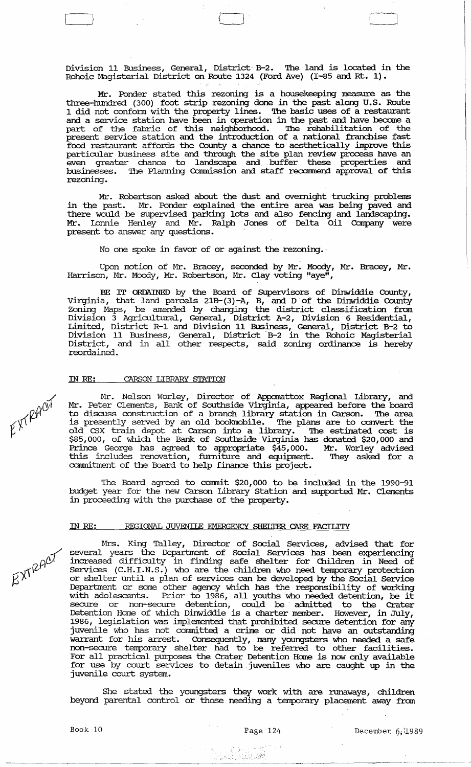Division 11 Business, General, District B-2. The land is located in the Rohoic Magisterial District on Route 1324 (Ford Ave) (I-85 and Rt. 1).

Mr. Ponder stated this rezoning is a housekeeping measure as the three-hundred (300) foot strip rezoning done in the past along U.S. Route 1 did not conform with the property lines. The basic uses of a restaurant and a service station have been in operation in the past and have become a part of the fabric of this neighborhood. The rehabilitation of the present service station and the introduction of a national franchise fast food restaurant affords the County a chance to aesthetically improve this particular business site and through the site plan review process have an even greater chance to landscape and buffer these properties and businesses. The Planning Commission and staff recommend approval of this rezoning.

Mr. Robertson asked about the dust and overnight trucking problems in the past. Mr. Ponder explained the entire area was being paved and there would be supervised parking lots and also fencing and landscaping. Mr. Lonnie Henley and Mr. Ralph Jones of Delta Oil Company were present to answer any questions.

No one spoke in favor of or against the rezoning.

Upon motion of Mr. Bracey, seconded by Mr. Moody, Mr. Bracey, Mr. Harrison, Mr. Moody, Mr. Robertson, Mr. Clay voting "aye",

**BE IT ORDAINED** by the Board of Supervisors of Dinwiddie County, Virginia, that land parcels 21B-(3)-A, B, and D of the Dinwiddie County Zoning Maps, be amended by changing the district classification from Division 3 Agricultural, General, District A-2, Division 6 Residential, Limited, District R-1 and Division 11 Business, General, District B-2 to Division 11 Business, General, District B-2 in the Rohoic Magisterial District, and in all other respects, said zoning ordinance is hereby reordained.

## IN RE: CARSON LIBRARY STATION

EXTRACT

Mr. Nelson Worley, Director of Appomattox Regional Library, and Mr. Peter Clements, Bank of Southside Virginia, appeared before the board to discuss construction of a branch library station in Carson. The area is presently served by an old bookmobile. The plans are to convert the old CSX train depot at Carson into a library. The estimated cost is $85,000, of which the Bank of Southside Virginia has donated $20,000 and Prince George has agreed to appropriate $45,000. Mr. Worley advised this includes renovation, furniture and equipment. They asked for a commitment of the Board to help finance this project.

The Board agreed to commit $20,000 to be included in the 1990-91 budget year for the new Carson Library Station and supported Mr. Clements in proceeding with the purchase of the property.

## IN RE: REGIONAL JUVENILE EMERGENCY SHELTER CARE FACILITY

EXTRACT

Mrs. King Talley, Director of Social Services, advised that for several years the Department of Social Services has been experiencing increased difficulty in finding safe shelter for Children in Need of Services (C.H.I.N.S.) who are the children who need temporary protection or shelter until a plan of services can be developed by the Social Service Department or some other agency which has the responsibility of working with adolescents. Prior to 1986, all youths who needed detention, be it secure or non-secure detention, could be admitted to the Crater Detention Home of which Dinwiddie is a charter member. However, in July, 1986, legislation was implemented that prohibited secure detention for any juvenile who has not committed a crime or did not have an outstanding warrant for his arrest. Consequently, many youngsters who needed a safe non-secure temporary shelter had to be referred to other facilities. For all practical purposes the Crater Detention Home is now only available for use by court services to detain juveniles who are caught up in the juvenile court system.

She stated the youngsters they work with are runaways, children beyond parental control or those needing a temporary placement away from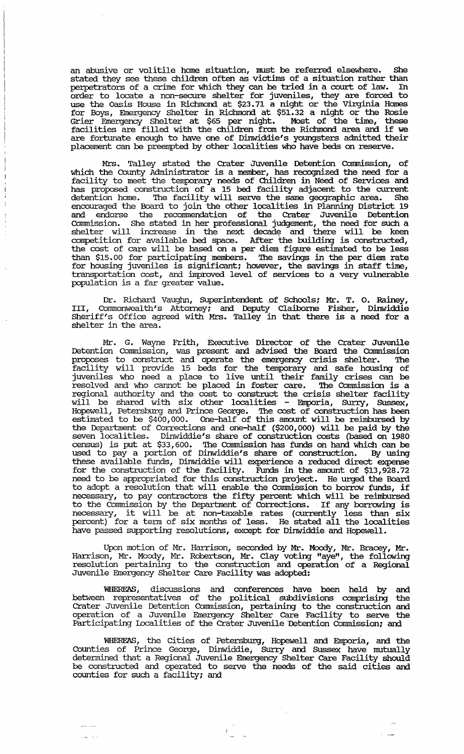an abusive or volitile home situation, must be referred elsewhere. She stated they see these children often as victims of a situation rather than perpetrators of a crime for which they can be tried in a court of law. In order to locate a non-secure shelter for juveniles, they are forced to use the Oasis House in Richmond at $23.71 a night or the Virginia Homes for Boys, Emergency Shelter in Richmond at $51.32 a night or the Rosie Grier Emergency Shelter at $65 per night. Most of the time, these facilities are filled with the children from the Richmond area and if we are fortunate enough to have one of Dinwiddie's youngsters admitted their placement can be preempted by other localities who have beds on reserve.

Mrs. Talley stated the Crater Juvenile Detention Commission, of which the County Administrator is a member, has recognized the need for a facility to meet the temporary needs of Children in Need of Services and has proposed construction of a 15 bed facility adjacent to the current detention home. The facility will serve the same geographic area. She encouraged the Board to join the other localities in Planning District 19 and endorse the recommendation of the Crater Juvenile Detention Commission. She stated in her professional judgement, the need for such a shelter will increase in the next decade and there will be keen competition for available bed space. After the building is constructed, the cost of care will be based on a per diem figure estimated to be less than $15.00 for participating members. The savings in the per diem rate for housing juveniles is significant; however, the savings in staff time, transportation cost, and improved level of services to a very vulnerable population is a far greater value.

Dr. Richard Vaughn, Superintendent of Schools; Mr. T. O. Rainey, III, Commonwealth's Attorney; and Deputy Claiborne Fisher, Dinwiddie Sheriff's Office agreed with Mrs. Talley in that there is a need for a shelter in the area.

Mr. G. Wayne Frith, Executive Director of the Crater Juvenile Detention Commission, was present and advised the Board the Commission proposes to construct and operate the emergency crisis shelter. The facility will provide 15 beds for the temporary and safe housing of juveniles who need a place to live until their family crises can be resolved and who cannot be placed in foster care. The Commission is a regional authority and the cost to construct the crisis shelter facility will be shared with six other localities - Emporia, Surry, Sussex, Hopewell, Petersburg and Prince George. The cost of construction has been estimated to be $400,000. One-half of this amount will be reimbursed by the Department of Corrections and one-half ($200,000) will be paid by the seven localities. Dinwiddie's share of construction costs (based on 1980 census) is put at $33,600. The Commission has funds on hand which can be used to pay a portion of Dinwiddie's share of construction. By using these available funds, Dinwiddie will experience a reduced direct expense for the construction of the facility. Funds in the amount of $13,928.72 need to be appropriated for this construction project. He urged the Board to adopt a resolution that will enable the Commission to borrow funds, if necessary, to pay contractors the fifty percent which will be reimbursed to the Commission by the Department of Corrections. If any borrowing is necessary, it will be at non-taxable rates (currently less than six percent) for a term of six months of less. He stated all the localities have passed supporting resolutions, except for Dinwiddie and Hopewell.

Upon motion of Mr. Harrison, seconded by Mr. Moody, Mr. Bracey, Mr. Harrison, Mr. Moody, Mr. Robertson, Mr. Clay voting "aye", the following resolution pertaining to the construction and operation of a Regional Juvenile Emergency Shelter Care Facility was adopted:

WHEREAS, discussions and conferences have been held by and between representatives of the political subdivisions comprising the Crater Juvenile Detention Commission, pertaining to the construction and operation of a Juvenile Emergency Shelter Care Facility to serve the Participating Localities of the Crater Juvenile Detention Commission; and

WHEREAS, the Cities of Petersburg, Hopewell and Emporia, and the Counties of Prince George, Dinwiddie, Surry and Sussex have mutually determined that a Regional Juvenile Emergency Shelter Care Facility should be constructed and operated to serve the needs of the said cities and counties for such a facility; and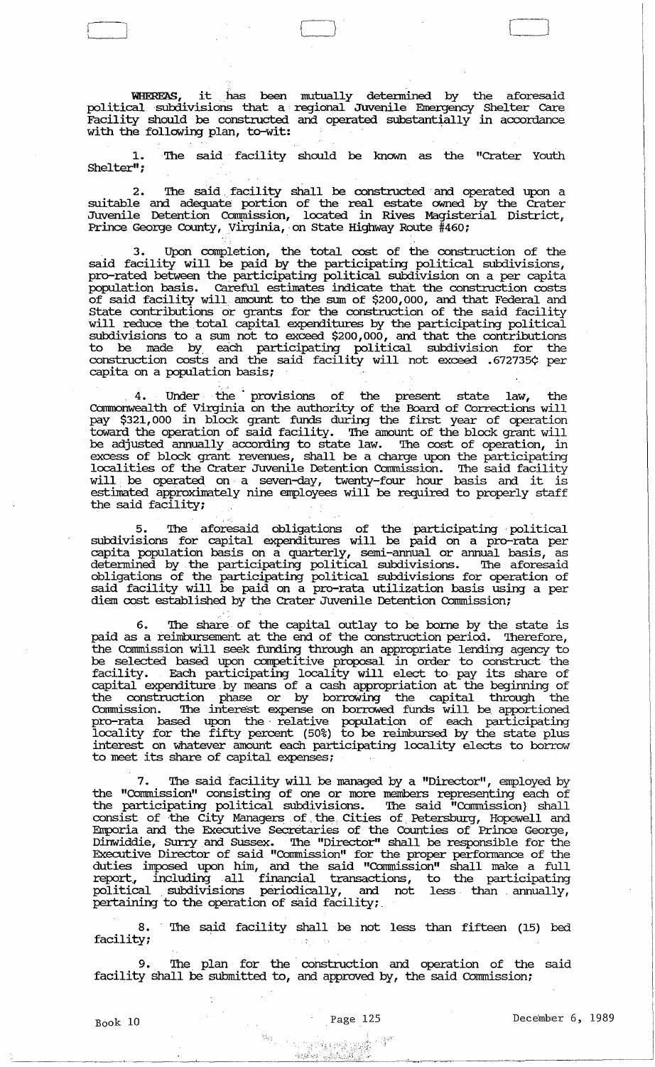**WHEREAS**, it has been mutually determined by the aforesaid political subdivisions that a regional Juvenile Emergency Shelter Care Facility should be constructed and operated substantially in accordance with the following plan, to-wit:

1. The said facility should be known as the "Crater Youth Shelter";

2. The said facility shall be constructed and operated upon a suitable and adequate portion of the real estate owned by the Crater Juvenile Detention Commission, located in Rives Magisterial District, Prince George County, Virginia, on State Highway Route #460;

3. Upon completion, the total cost of the construction of the said facility will be paid by the participating political subdivisions, pro-rated between the participating political subdivision on a per capita population basis. Careful estimates indicate that the construction costs of said facility will amount to the sum of $200,000, and that Federal and State contributions or grants for the construction of the said facility will reduce the total capital expenditures by the participating political subdivisions to a sum not to exceed $200,000, and that the contributions to be made by each participating political subdivision for the construction costs and the said facility will not exceed .672735¢ per capita on a population basis;

4. Under the provisions of the present state law, the Commonwealth of Virginia on the authority of the Board of Corrections will pay $321,000 in block grant funds during the first year of operation toward the operation of said facility. The amount of the block grant will be adjusted annually according to state law. The cost of operation, in excess of block grant revenues, shall be a charge upon the participating localities of the Crater Juvenile Detention Commission. The said facility will be operated on a seven-day, twenty-four hour basis and it is estimated approximately nine employees will be required to properly staff the said facility;

5. The aforesaid obligations of the participating political subdivisions for capital expenditures will be paid on a pro-rata per capita population basis on a quarterly, semi-annual or annual basis, as determined by the participating political subdivisions. The aforesaid obligations of the participating political subdivisions for operation of said facility will be paid on a pro-rata utilization basis using a per diem cost established by the Crater Juvenile Detention Commission;

6. The share of the capital outlay to be borne by the state is paid as a reimbursement at the end of the construction period. Therefore, the Commission will seek funding through an appropriate lending agency to be selected based upon competitive proposal in order to construct the facility. Each participating locality will elect to pay its share of capital expenditure by means of a cash appropriation at the beginning of the construction phase or by borrowing the capital through the Commission. The interest expense on borrowed funds will be apportioned pro-rata based upon the relative population of each participating locality for the fifty percent (50%) to be reimbursed by the state plus interest on whatever amount each participating locality elects to borrow to meet its share of capital expenses;

7. The said facility will be managed by a "Director", employed by the "Commission" consisting of one or more members representing each of the participating political subdivisions. The said "Commission) shall consist of the City Managers of the Cities of Petersburg, Hopewell and Emporia and the Executive Secretaries of the Counties of Prince George, Dinwiddie, Surry and Sussex. The "Director" shall be responsible for the Executive Director of said "Commission" for the proper performance of the duties imposed upon him, and the said "Commission" shall make a full report, including all financial transactions, to the participating political subdivisions periodically, and not less than annually, pertaining to the operation of said facility;

8. The said facility shall be not less than fifteen (15) bed facility;

9. The plan for the construction and operation of the said facility shall be submitted to, and approved by, the said Commission;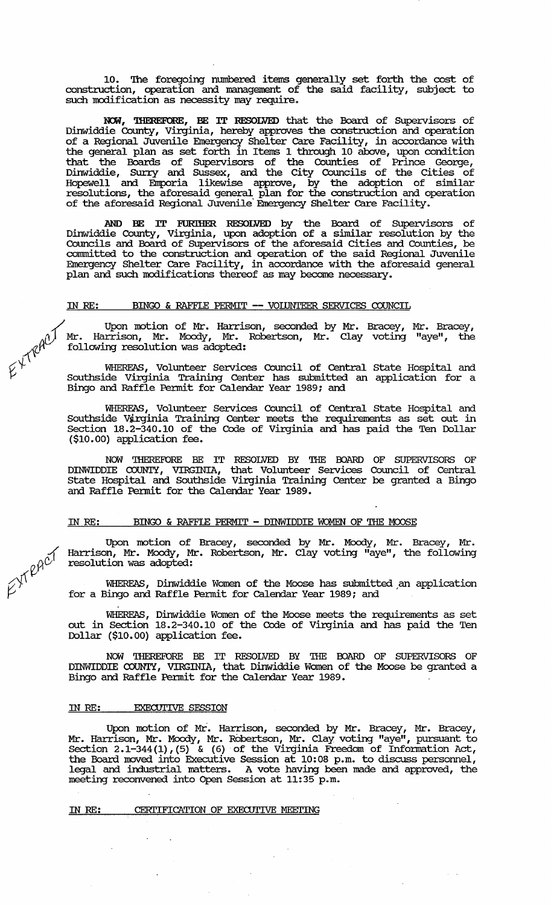10. The foregoing numbered items generally set forth the cost of construction, operation and management of the said facility, subject to such modification as necessity may require.

**NOW, THEREFORE, BE IT RESOLVED** that the Board of Supervisors of Dinwiddie County, Virginia, hereby approves the construction and operation of a Regional Juvenile Emergency Shelter Care Facility, in accordance with the general plan as set forth in Items 1 through 10 above, upon condition that the Boards of Supervisors of the Counties of Prince George, Dinwiddie, Surry and Sussex, and the City Councils of the Cities of Hopewell and Emporia likewise approve, by the adoption of similar resolutions, the aforesaid general plan for the construction and operation of the aforesaid Regional Juvenile Emergency Shelter Care Facility.

**AND BE IT FURTHER RESOLVED** by the Board of Supervisors of Dinwiddie County, Virginia, upon adoption of a similar resolution by the Councils and Board of Supervisors of the aforesaid Cities and Counties, be committed to the construction and operation of the said Regional Juvenile Emergency Shelter Care Facility, in accordance with the aforesaid general plan and such modifications thereof as may become necessary.

IN RE: BINGO & RAFFLE PERMIT -- VOLUNTEER SERVICES COUNCIL

EXTRACT

Upon motion of Mr. Harrison, seconded by Mr. Bracey, Mr. Bracey, Mr. Harrison, Mr. Moody, Mr. Robertson, Mr. Clay voting "aye", the following resolution was adopted:

WHEREAS, Volunteer Services Council of Central State Hospital and Southside Virginia Training Center has submitted an application for a Bingo and Raffle Permit for Calendar Year 1989; and

WHEREAS, Volunteer Services Council of Central State Hospital and Southside Virginia Training Center meets the requirements as set out in Section 18.2-340.10 of the Code of Virginia and has paid the Ten Dollar ($10.00) application fee.

NOW THEREFORE BE IT RESOLVED BY THE BOARD OF SUPERVISORS OF DINWIDDIE COUNTY, VIRGINIA, that Volunteer Services Council of Central State Hospital and Southside Virginia Training Center be granted a Bingo and Raffle Permit for the Calendar Year 1989.

IN RE: BINGO & RAFFLE PERMIT - DINWIDDIE WOMEN OF THE MOOSE

EXTRACT

Upon motion of Bracey, seconded by Mr. Moody, Mr. Bracey, Mr. Harrison, Mr. Moody, Mr. Robertson, Mr. Clay voting "aye", the following resolution was adopted:

WHEREAS, Dinwiddie Women of the Moose has submitted an application for a Bingo and Raffle Permit for Calendar Year 1989; and

WHEREAS, Dinwiddie Women of the Moose meets the requirements as set out in Section 18.2-340.10 of the Code of Virginia and has paid the Ten Dollar ($10.00) application fee.

NOW THEREFORE BE IT RESOLVED BY THE BOARD OF SUPERVISORS OF DINWIDDIE COUNTY, VIRGINIA, that Dinwiddie Women of the Moose be granted a Bingo and Raffle Permit for the Calendar Year 1989.

IN RE: EXECUTIVE SESSION

Upon motion of Mr. Harrison, seconded by Mr. Bracey, Mr. Bracey, Mr. Harrison, Mr. Moody, Mr. Robertson, Mr. Clay voting "aye", pursuant to Section 2.1-344(1),(5) & (6) of the Virginia Freedom of Information Act, the Board moved into Executive Session at 10:08 p.m. to discuss personnel, legal and industrial matters. A vote having been made and approved, the meeting reconvened into Open Session at 11:35 p.m.

IN RE: CERTIFICATION OF EXECUTIVE MEETING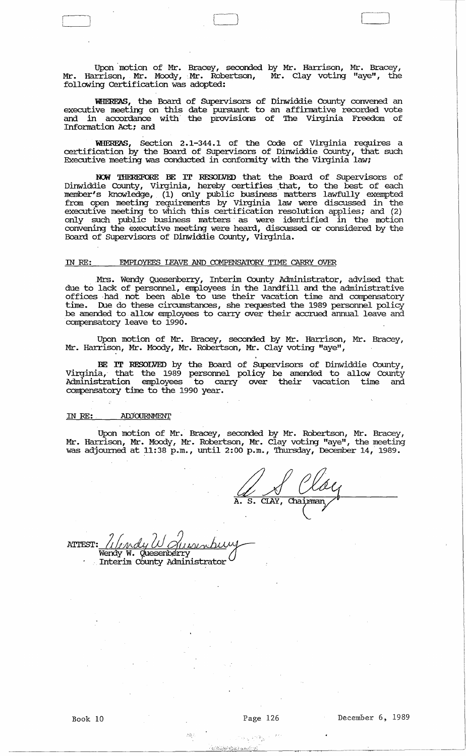Upon motion of Mr. Bracey, seconded by Mr. Harrison, Mr. Bracey, Mr. Harrison, Mr. Moody, Mr. Robertson, Mr. Clay voting "aye", the following Certification was adopted:

**WHEREAS**, the Board of Supervisors of Dinwiddie County convened an executive meeting on this date pursuant to an affirmative recorded vote and in accordance with the provisions of The Virginia Freedom of Information Act; and

**WHEREAS**, Section 2.1-344.1 of the Code of Virginia requires a certification by the Board of Supervisors of Dinwiddie County, that such Executive meeting was conducted in conformity with the Virginia law;

**NOW THEREFORE BE IT RESOLVED** that the Board of Supervisors of Dinwiddie County, Virginia, hereby certifies that, to the best of each member's knowledge, (1) only public business matters lawfully exempted from open meeting requirements by Virginia law were discussed in the executive meeting to which this certification resolution applies; and (2) only such public business matters as were identified in the motion convening the executive meeting were heard, discussed or considered by the Board of Supervisors of Dinwiddie County, Virginia.

IN RE: EMPLOYEES LEAVE AND COMPENSATORY TIME CARRY OVER

Mrs. Wendy Quesenberry, Interim County Administrator, advised that due to lack of personnel, employees in the landfill and the administrative offices had not been able to use their vacation time and compensatory time. Due do these circumstances, she requested the 1989 personnel policy be amended to allow employees to carry over their accrued annual leave and compensatory leave to 1990.

Upon motion of Mr. Bracey, seconded by Mr. Harrison, Mr. Bracey, Mr. Harrison, Mr. Moody, Mr. Robertson, Mr. Clay voting "aye",

**BE IT RESOLVED** by the Board of Supervisors of Dinwiddie County, Virginia, that the 1989 personnel policy be amended to allow County Administration employees to carry over their vacation time and compensatory time to the 1990 year.

IN RE: ADJOURNMENT

Upon motion of Mr. Bracey, seconded by Mr. Robertson, Mr. Bracey, Mr. Harrison, Mr. Moody, Mr. Robertson, Mr. Clay voting "aye", the meeting was adjourned at 11:38 p.m., until 2:00 p.m., Thursday, December 14, 1989.

A. S. Clay

A. S. CLAY, Chairman

ATTEST: Wendy W. Quesenberry

Wendy W. Quesenberry
Interim County Administrator